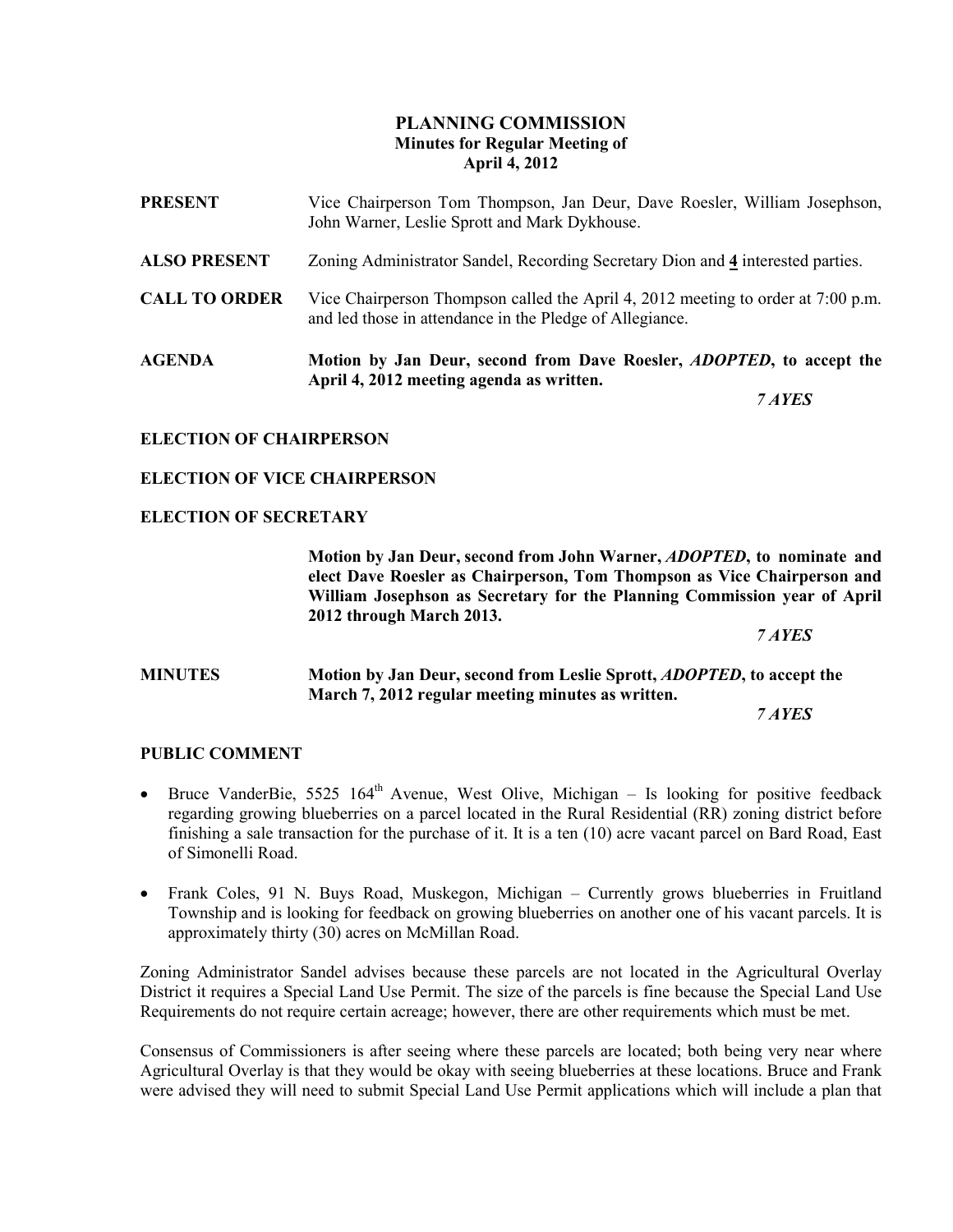# PLANNING COMMISSION
## Minutes for Regular Meeting of
## April 4, 2012

**PRESENT** Vice Chairperson Tom Thompson, Jan Deur, Dave Roesler, William Josephson, John Warner, Leslie Sprott and Mark Dykhouse.

**ALSO PRESENT** Zoning Administrator Sandel, Recording Secretary Dion and **4** interested parties.

**CALL TO ORDER** Vice Chairperson Thompson called the April 4, 2012 meeting to order at 7:00 p.m. and led those in attendance in the Pledge of Allegiance.

**AGENDA** **Motion by Jan Deur, second from Dave Roesler, *ADOPTED*, to accept the April 4, 2012 meeting agenda as written.**

***7 AYES***

**ELECTION OF CHAIRPERSON**

**ELECTION OF VICE CHAIRPERSON**

**ELECTION OF SECRETARY**

**Motion by Jan Deur, second from John Warner, *ADOPTED*, to nominate and elect Dave Roesler as Chairperson, Tom Thompson as Vice Chairperson and William Josephson as Secretary for the Planning Commission year of April 2012 through March 2013.**

***7 AYES***

**MINUTES** **Motion by Jan Deur, second from Leslie Sprott, *ADOPTED*, to accept the March 7, 2012 regular meeting minutes as written.**

***7 AYES***

**PUBLIC COMMENT**

- Bruce VanderBie, 5525 164th Avenue, West Olive, Michigan – Is looking for positive feedback regarding growing blueberries on a parcel located in the Rural Residential (RR) zoning district before finishing a sale transaction for the purchase of it. It is a ten (10) acre vacant parcel on Bard Road, East of Simonelli Road.
- Frank Coles, 91 N. Buys Road, Muskegon, Michigan – Currently grows blueberries in Fruitland Township and is looking for feedback on growing blueberries on another one of his vacant parcels. It is approximately thirty (30) acres on McMillan Road.

Zoning Administrator Sandel advises because these parcels are not located in the Agricultural Overlay District it requires a Special Land Use Permit. The size of the parcels is fine because the Special Land Use Requirements do not require certain acreage; however, there are other requirements which must be met.

Consensus of Commissioners is after seeing where these parcels are located; both being very near where Agricultural Overlay is that they would be okay with seeing blueberries at these locations. Bruce and Frank were advised they will need to submit Special Land Use Permit applications which will include a plan that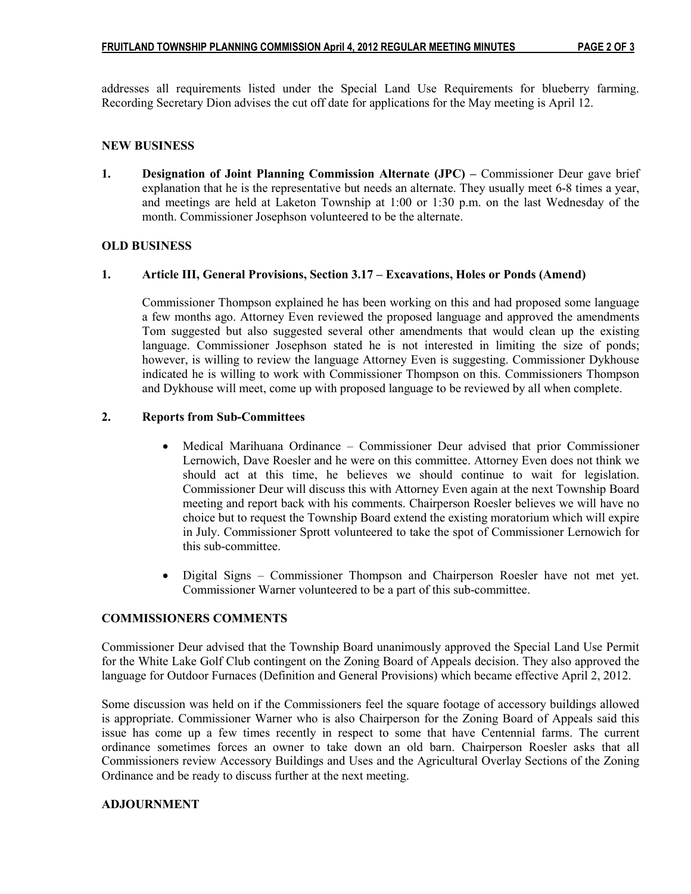addresses all requirements listed under the Special Land Use Requirements for blueberry farming. Recording Secretary Dion advises the cut off date for applications for the May meeting is April 12.

## NEW BUSINESS

1. **Designation of Joint Planning Commission Alternate (JPC) –** Commissioner Deur gave brief explanation that he is the representative but needs an alternate. They usually meet 6-8 times a year, and meetings are held at Laketon Township at 1:00 or 1:30 p.m. on the last Wednesday of the month. Commissioner Josephson volunteered to be the alternate.

## OLD BUSINESS

1. **Article III, General Provisions, Section 3.17 – Excavations, Holes or Ponds (Amend)**

   Commissioner Thompson explained he has been working on this and had proposed some language a few months ago. Attorney Even reviewed the proposed language and approved the amendments Tom suggested but also suggested several other amendments that would clean up the existing language. Commissioner Josephson stated he is not interested in limiting the size of ponds; however, is willing to review the language Attorney Even is suggesting. Commissioner Dykhouse indicated he is willing to work with Commissioner Thompson on this. Commissioners Thompson and Dykhouse will meet, come up with proposed language to be reviewed by all when complete.

2. **Reports from Sub-Committees**

   - Medical Marihuana Ordinance – Commissioner Deur advised that prior Commissioner Lernowich, Dave Roesler and he were on this committee. Attorney Even does not think we should act at this time, he believes we should continue to wait for legislation. Commissioner Deur will discuss this with Attorney Even again at the next Township Board meeting and report back with his comments. Chairperson Roesler believes we will have no choice but to request the Township Board extend the existing moratorium which will expire in July. Commissioner Sprott volunteered to take the spot of Commissioner Lernowich for this sub-committee.

   - Digital Signs – Commissioner Thompson and Chairperson Roesler have not met yet. Commissioner Warner volunteered to be a part of this sub-committee.

## COMMISSIONERS COMMENTS

Commissioner Deur advised that the Township Board unanimously approved the Special Land Use Permit for the White Lake Golf Club contingent on the Zoning Board of Appeals decision. They also approved the language for Outdoor Furnaces (Definition and General Provisions) which became effective April 2, 2012.

Some discussion was held on if the Commissioners feel the square footage of accessory buildings allowed is appropriate. Commissioner Warner who is also Chairperson for the Zoning Board of Appeals said this issue has come up a few times recently in respect to some that have Centennial farms. The current ordinance sometimes forces an owner to take down an old barn. Chairperson Roesler asks that all Commissioners review Accessory Buildings and Uses and the Agricultural Overlay Sections of the Zoning Ordinance and be ready to discuss further at the next meeting.

## ADJOURNMENT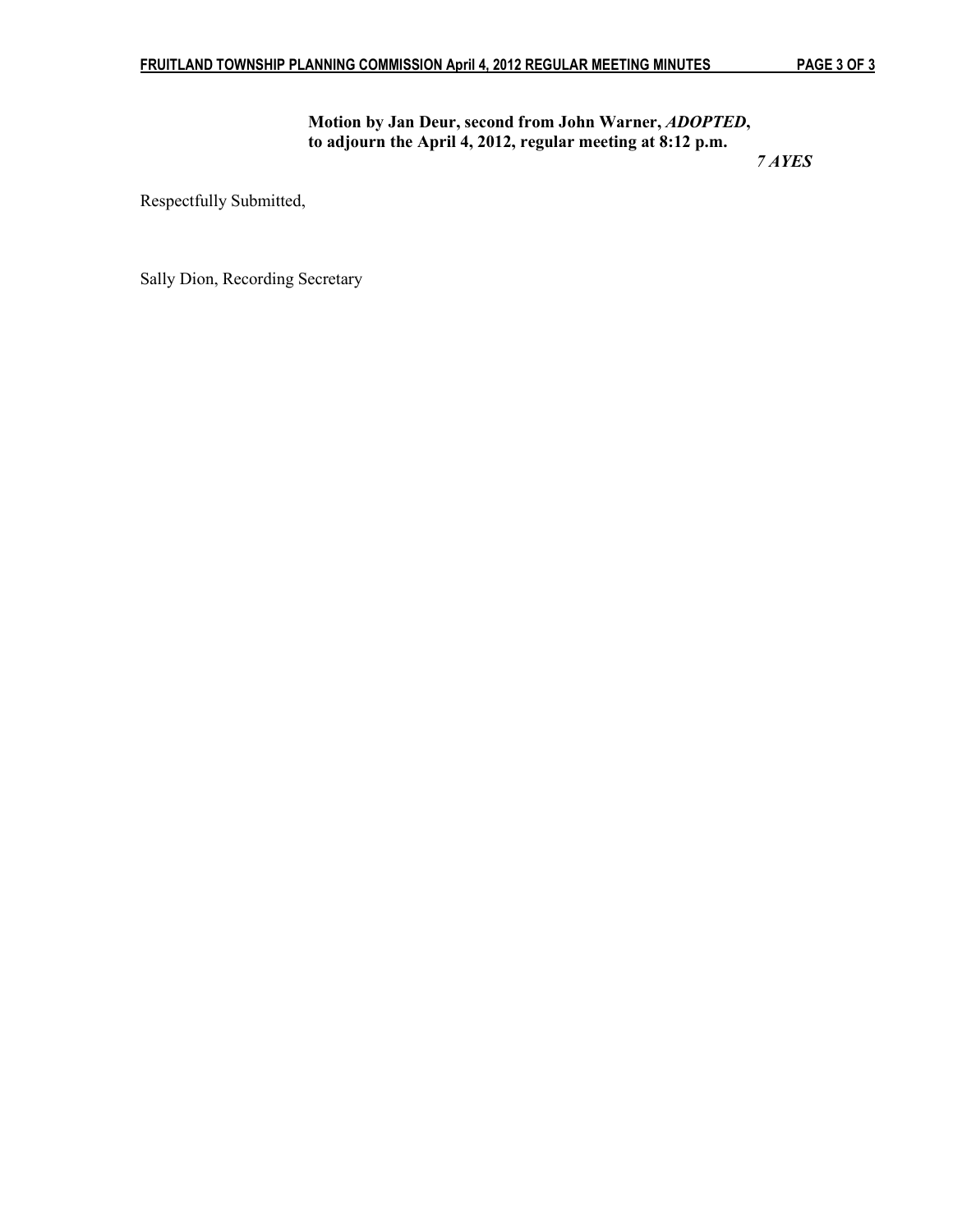**Motion by Jan Deur, second from John Warner, *ADOPTED*, to adjourn the April 4, 2012, regular meeting at 8:12 p.m.**

***7 AYES***

Respectfully Submitted,

Sally Dion, Recording Secretary